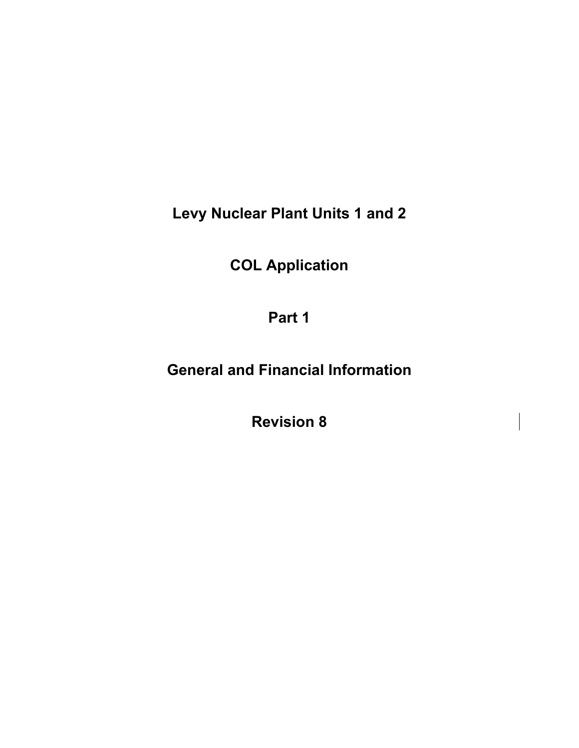# Levy Nuclear Plant Units 1 and 2

# COL Application

# Part 1

# General and Financial Information

# Revision 8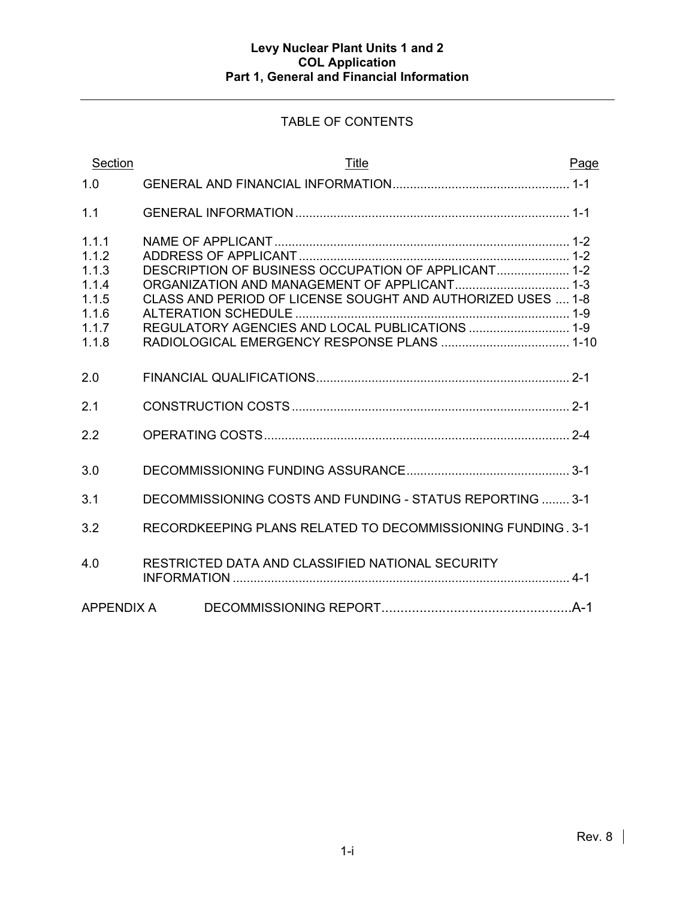# Levy Nuclear Plant Units 1 and 2
# COL Application
# Part 1, General and Financial Information

## TABLE OF CONTENTS

| Section | Title | Page |
|---|---|---|
| 1.0 | GENERAL AND FINANCIAL INFORMATION | 1-1 |
| 1.1 | GENERAL INFORMATION | 1-1 |
| 1.1.1 | NAME OF APPLICANT | 1-2 |
| 1.1.2 | ADDRESS OF APPLICANT | 1-2 |
| 1.1.3 | DESCRIPTION OF BUSINESS OCCUPATION OF APPLICANT | 1-2 |
| 1.1.4 | ORGANIZATION AND MANAGEMENT OF APPLICANT | 1-3 |
| 1.1.5 | CLASS AND PERIOD OF LICENSE SOUGHT AND AUTHORIZED USES | 1-8 |
| 1.1.6 | ALTERATION SCHEDULE | 1-9 |
| 1.1.7 | REGULATORY AGENCIES AND LOCAL PUBLICATIONS | 1-9 |
| 1.1.8 | RADIOLOGICAL EMERGENCY RESPONSE PLANS | 1-10 |
| 2.0 | FINANCIAL QUALIFICATIONS | 2-1 |
| 2.1 | CONSTRUCTION COSTS | 2-1 |
| 2.2 | OPERATING COSTS | 2-4 |
| 3.0 | DECOMMISSIONING FUNDING ASSURANCE | 3-1 |
| 3.1 | DECOMMISSIONING COSTS AND FUNDING - STATUS REPORTING | 3-1 |
| 3.2 | RECORDKEEPING PLANS RELATED TO DECOMMISSIONING FUNDING | 3-1 |
| 4.0 | RESTRICTED DATA AND CLASSIFIED NATIONAL SECURITY INFORMATION | 4-1 |
| APPENDIX A | DECOMMISSIONING REPORT | A-1 |

Rev. 8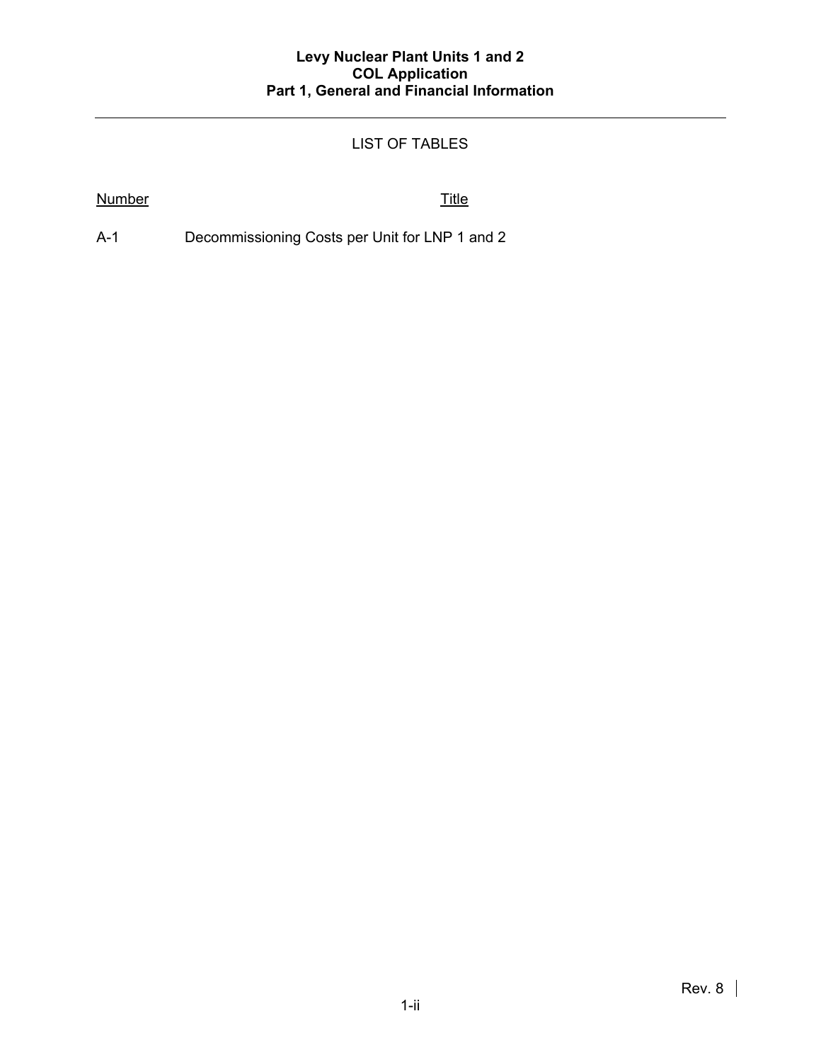## LIST OF TABLES

| Number | Title |
| --- | --- |
| A-1 | Decommissioning Costs per Unit for LNP 1 and 2 |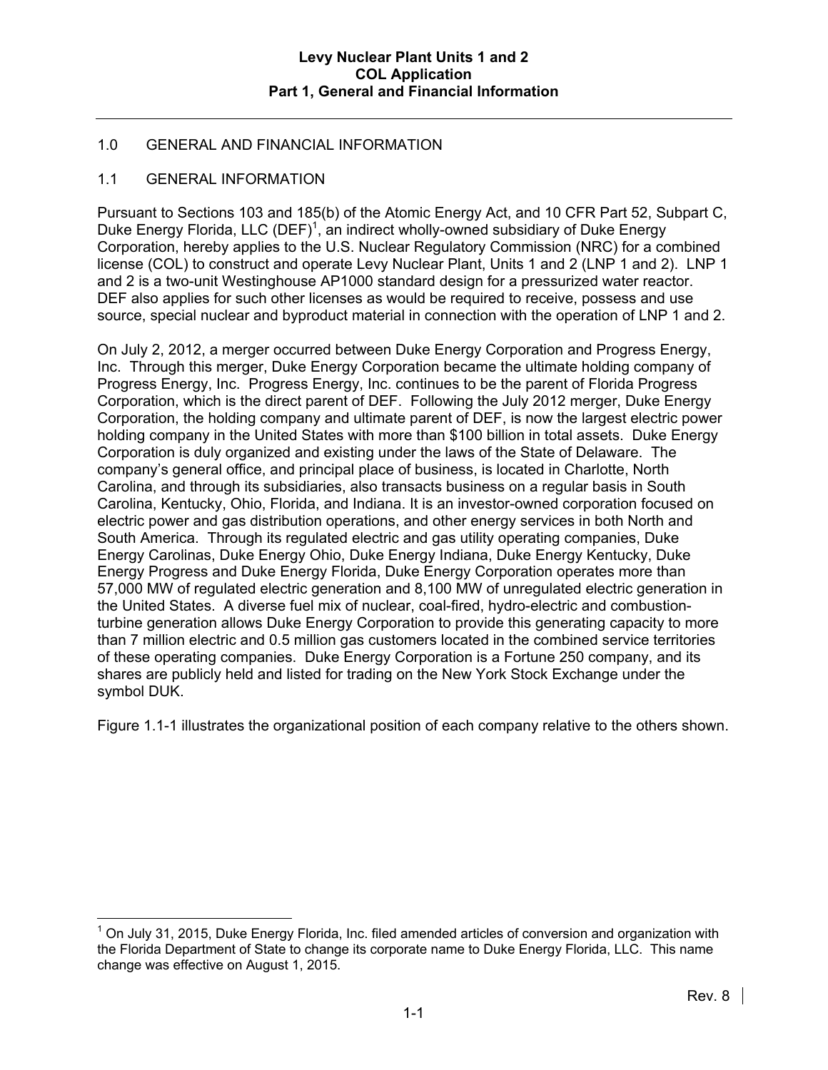## 1.0 GENERAL AND FINANCIAL INFORMATION

### 1.1 GENERAL INFORMATION

Pursuant to Sections 103 and 185(b) of the Atomic Energy Act, and 10 CFR Part 52, Subpart C, Duke Energy Florida, LLC (DEF)[1], an indirect wholly-owned subsidiary of Duke Energy Corporation, hereby applies to the U.S. Nuclear Regulatory Commission (NRC) for a combined license (COL) to construct and operate Levy Nuclear Plant, Units 1 and 2 (LNP 1 and 2). LNP 1 and 2 is a two-unit Westinghouse AP1000 standard design for a pressurized water reactor. DEF also applies for such other licenses as would be required to receive, possess and use source, special nuclear and byproduct material in connection with the operation of LNP 1 and 2.

On July 2, 2012, a merger occurred between Duke Energy Corporation and Progress Energy, Inc. Through this merger, Duke Energy Corporation continues became the ultimate holding company of Progress Energy, Inc. Progress Energy, Inc. continues to be the parent of Florida Progress Corporation, which is the direct parent of DEF. Following the July 2012 merger, Duke Energy Corporation, the holding company and ultimate parent of DEF, is now the largest electric power holding company in the United States with more than $100 billion in total assets. Duke Energy Corporation is duly organized and existing under the laws of the State of Delaware. The company's general office, and principal place of business, is located in Charlotte, North Carolina, and through its subsidiaries, also transacts business on a regular basis in South Carolina, Kentucky, Ohio, Florida, and Indiana. It is an investor-owned corporation focused on electric power and gas distribution operations, and other energy services in both North and South America. Through its regulated electric and gas utility operating companies, Duke Energy Carolinas, Duke Energy Ohio, Duke Energy Indiana, Duke Energy Kentucky, Duke Energy Progress and Duke Energy Florida, Duke Energy Corporation operates more than 57,000 MW of regulated electric generation and 8,100 MW of unregulated electric generation in the United States. A diverse fuel mix of nuclear, coal-fired, hydro-electric and combustion-turbine generation allows Duke Energy Corporation to provide this generating capacity to more than 7 million electric and 0.5 million gas customers located in the combined service territories of these operating companies. Duke Energy Corporation is a Fortune 250 company, and its shares are publicly held and listed for trading on the New York Stock Exchange under the symbol DUK.

Figure 1.1-1 illustrates the organizational position of each company relative to the others shown.

---

[1] On July 31, 2015, Duke Energy Florida, Inc. filed amended articles of conversion and organization with the Florida Department of State to change its corporate name to Duke Energy Florida, LLC. This name change was effective on August 1, 2015.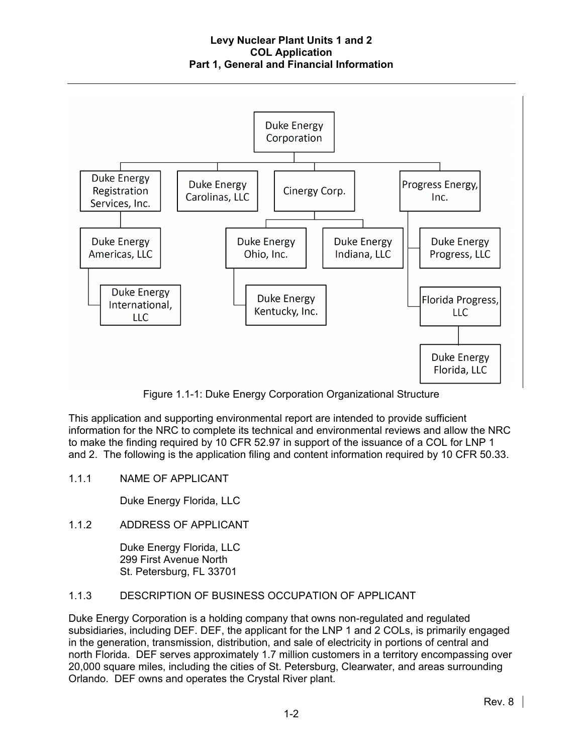Figure 1.1-1: Duke Energy Corporation Organizational Structure

This application and supporting environmental report are intended to provide sufficient information for the NRC to complete its technical and environmental reviews and allow the NRC to make the finding required by 10 CFR 52.97 in support of the issuance of a COL for LNP 1 and 2. The following is the application filing and content information required by 10 CFR 50.33.

### 1.1.1 NAME OF APPLICANT

Duke Energy Florida, LLC

### 1.1.2 ADDRESS OF APPLICANT

Duke Energy Florida, LLC
299 First Avenue North
St. Petersburg, FL 33701

### 1.1.3 DESCRIPTION OF BUSINESS OCCUPATION OF APPLICANT

Duke Energy Corporation is a holding company that owns non-regulated and regulated subsidiaries, including DEF. DEF, the applicant for the LNP 1 and 2 COLs, is primarily engaged in the generation, transmission, distribution, and sale of electricity in portions of central and north Florida. DEF serves approximately 1.7 million customers in a territory encompassing over 20,000 square miles, including the cities of St. Petersburg, Clearwater, and areas surrounding Orlando. DEF owns and operates the Crystal River plant.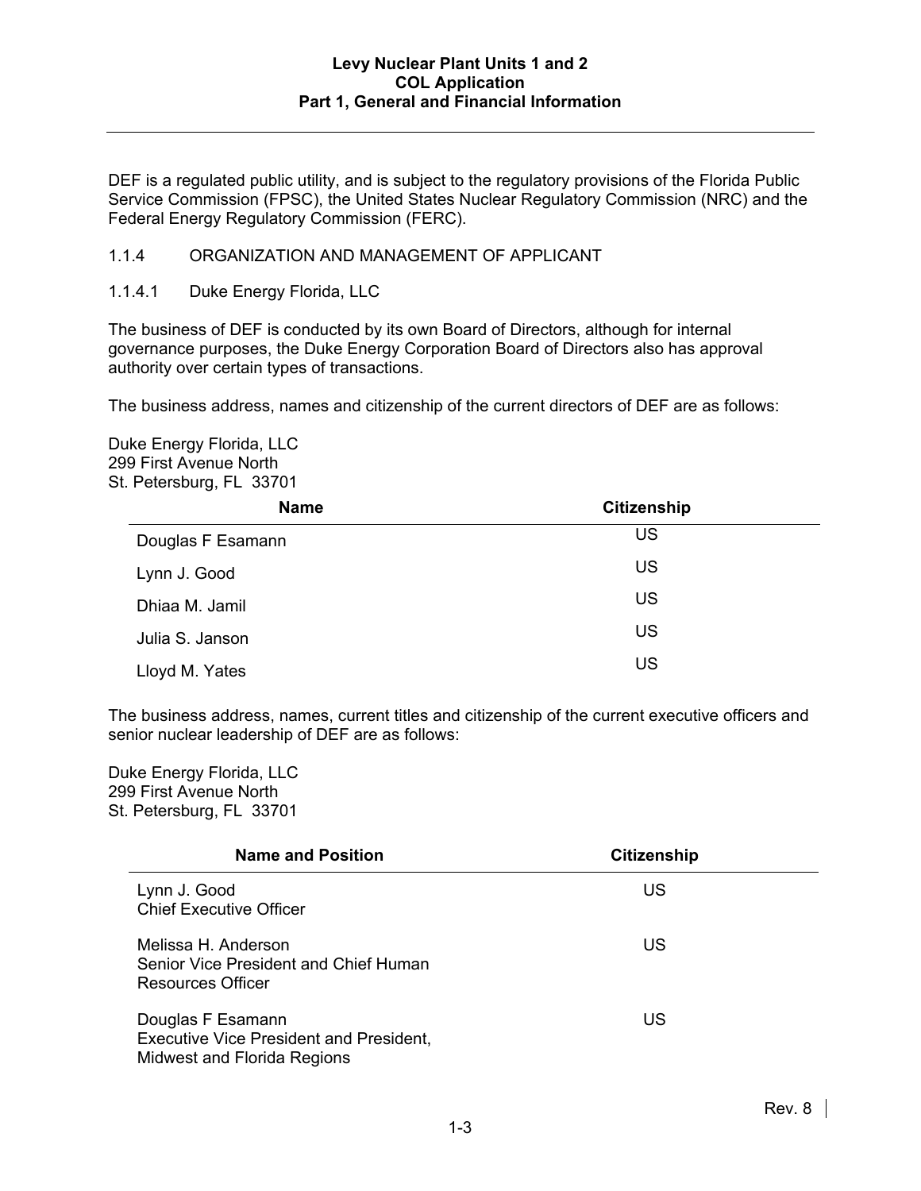DEF is a regulated public utility, and is subject to the regulatory provisions of the Florida Public Service Commission (FPSC), the United States Nuclear Regulatory Commission (NRC) and the Federal Energy Regulatory Commission (FERC).

### 1.1.4 ORGANIZATION AND MANAGEMENT OF APPLICANT

#### 1.1.4.1 Duke Energy Florida, LLC

The business of DEF is conducted by its own Board of Directors, although for internal governance purposes, the Duke Energy Corporation Board of Directors also has approval authority over certain types of transactions.

The business address, names and citizenship of the current directors of DEF are as follows:

Duke Energy Florida, LLC
299 First Avenue North
St. Petersburg, FL 33701

| Name | Citizenship |
|---|---|
| Douglas F Esamann | US |
| Lynn J. Good | US |
| Dhiaa M. Jamil | US |
| Julia S. Janson | US |
| Lloyd M. Yates | US |

The business address, names, current titles and citizenship of the current executive officers and senior nuclear leadership of DEF are as follows:

Duke Energy Florida, LLC
299 First Avenue North
St. Petersburg, FL 33701

| Name and Position | Citizenship |
|---|---|
| Lynn J. Good<br>Chief Executive Officer | US |
| Melissa H. Anderson<br>Senior Vice President and Chief Human Resources Officer | US |
| Douglas F Esamann<br>Executive Vice President and President, Midwest and Florida Regions | US |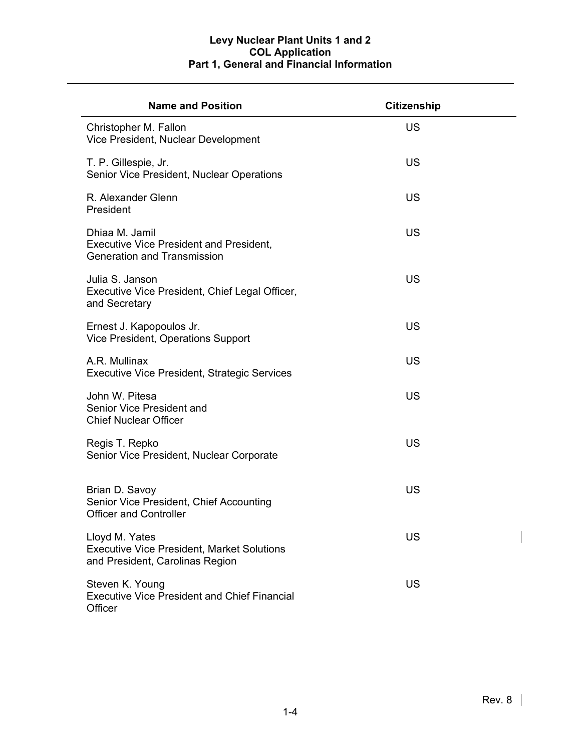| Name and Position | Citizenship |
|---|---|
| Christopher M. Fallon<br>Vice President, Nuclear Development | US |
| T. P. Gillespie, Jr.<br>Senior Vice President, Nuclear Operations | US |
| R. Alexander Glenn<br>President | US |
| Dhiaa M. Jamil<br>Executive Vice President and President, Generation and Transmission | US |
| Julia S. Janson<br>Executive Vice President, Chief Legal Officer, and Secretary | US |
| Ernest J. Kapopoulos Jr.<br>Vice President, Operations Support | US |
| A.R. Mullinax<br>Executive Vice President, Strategic Services | US |
| John W. Pitesa<br>Senior Vice President and Chief Nuclear Officer | US |
| Regis T. Repko<br>Senior Vice President, Nuclear Corporate | US |
| Brian D. Savoy<br>Senior Vice President, Chief Accounting Officer and Controller | US |
| Lloyd M. Yates<br>Executive Vice President, Market Solutions and President, Carolinas Region | US |
| Steven K. Young<br>Executive Vice President and Chief Financial Officer | US |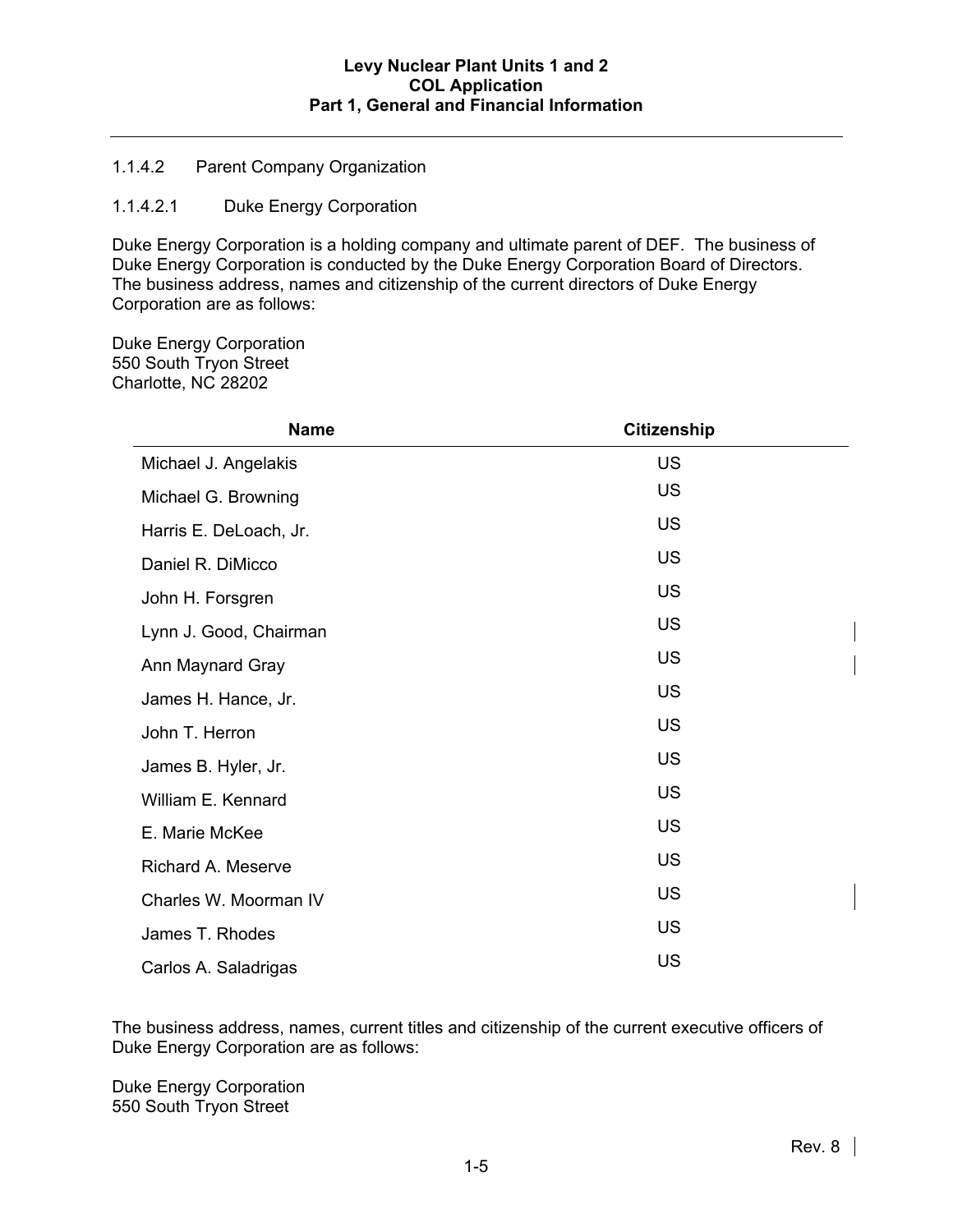#### 1.1.4.2 Parent Company Organization

##### 1.1.4.2.1 Duke Energy Corporation

Duke Energy Corporation is a holding company and ultimate parent of DEF. The business of Duke Energy Corporation is conducted by the Duke Energy Corporation Board of Directors. The business address, names and citizenship of the current directors of Duke Energy Corporation are as follows:

Duke Energy Corporation
550 South Tryon Street
Charlotte, NC 28202

| Name | Citizenship |
|---|---|
| Michael J. Angelakis | US |
| Michael G. Browning | US |
| Harris E. DeLoach, Jr. | US |
| Daniel R. DiMicco | US |
| John H. Forsgren | US |
| Lynn J. Good, Chairman | US |
| Ann Maynard Gray | US |
| James H. Hance, Jr. | US |
| John T. Herron | US |
| James B. Hyler, Jr. | US |
| William E. Kennard | US |
| E. Marie McKee | US |
| Richard A. Meserve | US |
| Charles W. Moorman IV | US |
| James T. Rhodes | US |
| Carlos A. Saladrigas | US |

The business address, names, current titles and citizenship of the current executive officers of Duke Energy Corporation are as follows:

Duke Energy Corporation
550 South Tryon Street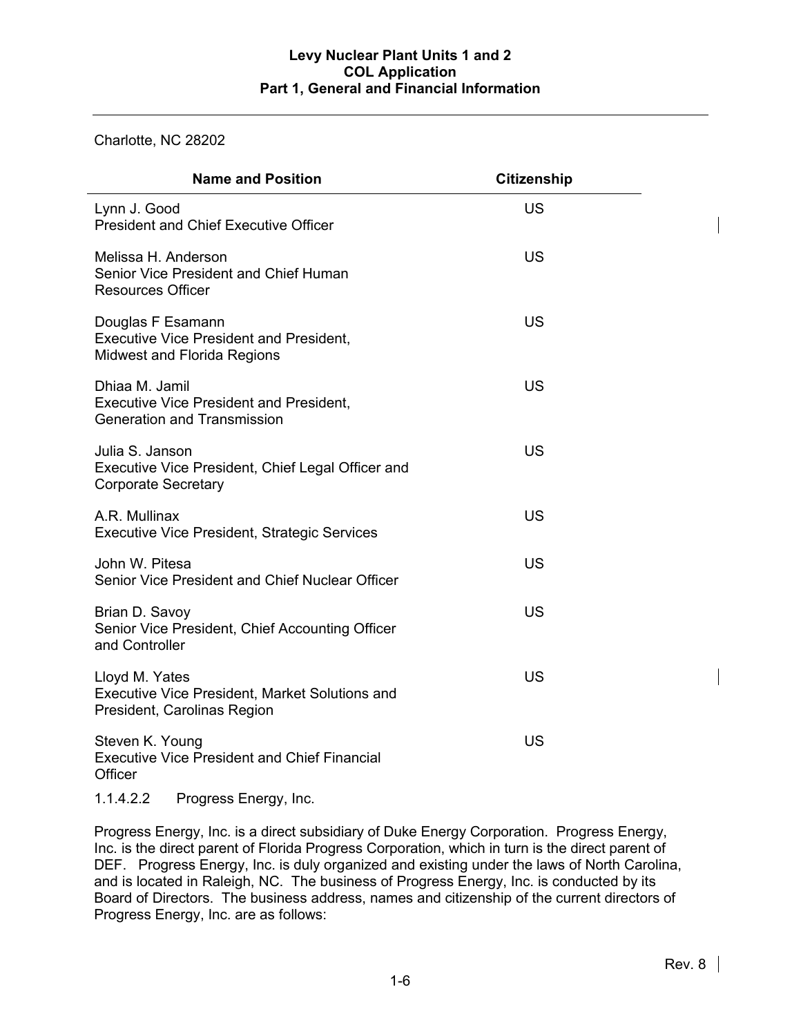Charlotte, NC 28202

| Name and Position | Citizenship |
|---|---|
| Lynn J. Good<br>President and Chief Executive Officer | US |
| Melissa H. Anderson<br>Senior Vice President and Chief Human Resources Officer | US |
| Douglas F Esamann<br>Executive Vice President and President, Midwest and Florida Regions | US |
| Dhiaa M. Jamil<br>Executive Vice President and President, Generation and Transmission | US |
| Julia S. Janson<br>Executive Vice President, Chief Legal Officer and Corporate Secretary | US |
| A.R. Mullinax<br>Executive Vice President, Strategic Services | US |
| John W. Pitesa<br>Senior Vice President and Chief Nuclear Officer | US |
| Brian D. Savoy<br>Senior Vice President, Chief Accounting Officer and Controller | US |
| Lloyd M. Yates<br>Executive Vice President, Market Solutions and President, Carolinas Region | US |
| Steven K. Young<br>Executive Vice President and Chief Financial Officer | US |

1.1.4.2.2 Progress Energy, Inc.

Progress Energy, Inc. is a direct subsidiary of Duke Energy Corporation. Progress Energy, Inc. is the direct parent of Florida Progress Corporation, which in turn is the direct parent of DEF. Progress Energy, Inc. is duly organized and existing under the laws of North Carolina, and is located in Raleigh, NC. The business of Progress Energy, Inc. is conducted by its Board of Directors. The business address, names and citizenship of the current directors of Progress Energy, Inc. are as follows: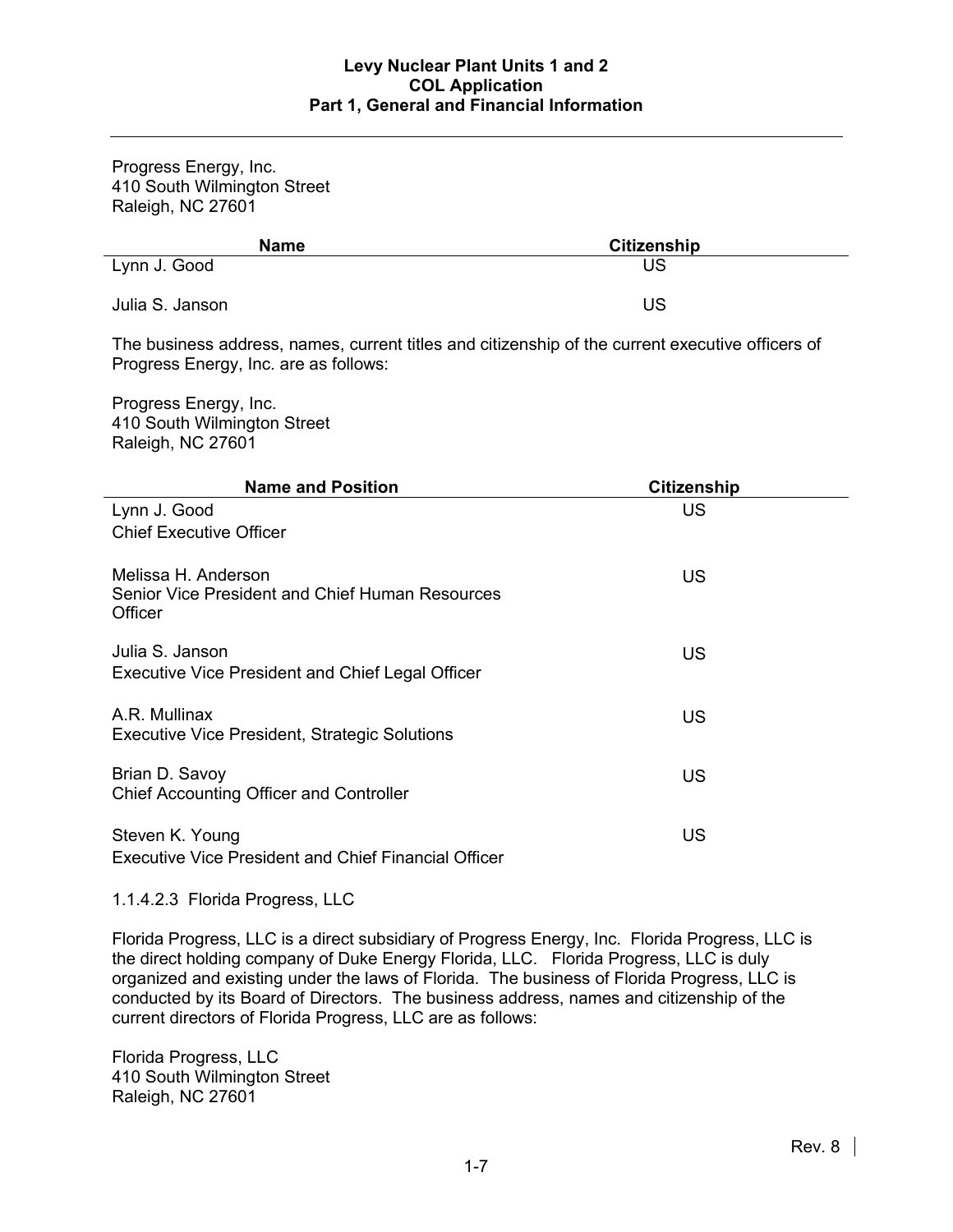Progress Energy, Inc.
410 South Wilmington Street
Raleigh, NC 27601

| Name | Citizenship |
|---|---|
| Lynn J. Good | US |
| Julia S. Janson | US |

The business address, names, current titles and citizenship of the current executive officers of Progress Energy, Inc. are as follows:

Progress Energy, Inc.
410 South Wilmington Street
Raleigh, NC 27601

| Name and Position | Citizenship |
|---|---|
| Lynn J. Good<br>Chief Executive Officer | US |
| Melissa H. Anderson<br>Senior Vice President and Chief Human Resources Officer | US |
| Julia S. Janson<br>Executive Vice President and Chief Legal Officer | US |
| A.R. Mullinax<br>Executive Vice President, Strategic Solutions | US |
| Brian D. Savoy<br>Chief Accounting Officer and Controller | US |
| Steven K. Young<br>Executive Vice President and Chief Financial Officer | US |

1.1.4.2.3 Florida Progress, LLC

Florida Progress, LLC is a direct subsidiary of Progress Energy, Inc. Florida Progress, LLC is the direct holding company of Duke Energy Florida, LLC. Florida Progress, LLC is duly organized and existing under the laws of Florida. The business of Florida Progress, LLC is conducted by its Board of Directors. The business address, names and citizenship of the current directors of Florida Progress, LLC are as follows:

Florida Progress, LLC
410 South Wilmington Street
Raleigh, NC 27601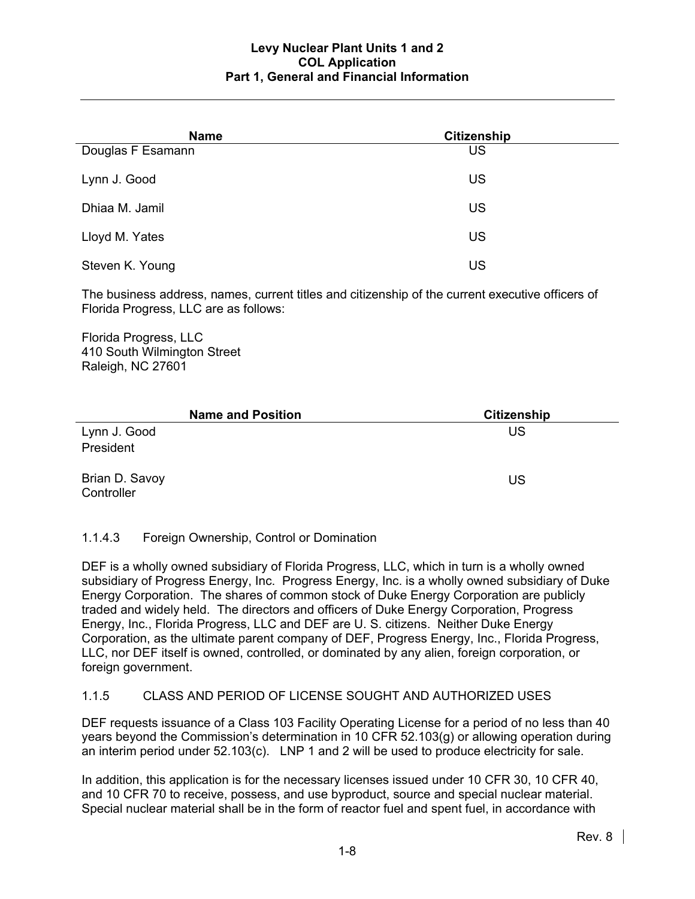| Name | Citizenship |
| --- | --- |
| Douglas F Esamann | US |
| Lynn J. Good | US |
| Dhiaa M. Jamil | US |
| Lloyd M. Yates | US |
| Steven K. Young | US |

The business address, names, current titles and citizenship of the current executive officers of Florida Progress, LLC are as follows:

Florida Progress, LLC
410 South Wilmington Street
Raleigh, NC 27601

| Name and Position | Citizenship |
| --- | --- |
| Lynn J. Good<br>President | US |
| Brian D. Savoy<br>Controller | US |

### 1.1.4.3 Foreign Ownership, Control or Domination

DEF is a wholly owned subsidiary of Florida Progress, LLC, which in turn is a wholly owned subsidiary of Progress Energy, Inc. Progress Energy, Inc. is a wholly owned subsidiary of Duke Energy Corporation. The shares of common stock of Duke Energy Corporation are publicly traded and widely held. The directors and officers of Duke Energy Corporation, Progress Energy, Inc., Florida Progress, LLC and DEF are U. S. citizens. Neither Duke Energy Corporation, as the ultimate parent company of DEF, Progress Energy, Inc., Florida Progress, LLC, nor DEF itself is owned, controlled, or dominated by any alien, foreign corporation, or foreign government.

## 1.1.5 CLASS AND PERIOD OF LICENSE SOUGHT AND AUTHORIZED USES

DEF requests issuance of a Class 103 Facility Operating License for a period of no less than 40 years beyond the Commission's determination in 10 CFR 52.103(g) or allowing operation during an interim period under 52.103(c). LNP 1 and 2 will be used to produce electricity for sale.

In addition, this application is for the necessary licenses issued under 10 CFR 30, 10 CFR 40, and 10 CFR 70 to receive, possess, and use byproduct, source and special nuclear material. Special nuclear material shall be in the form of reactor fuel and spent fuel, in accordance with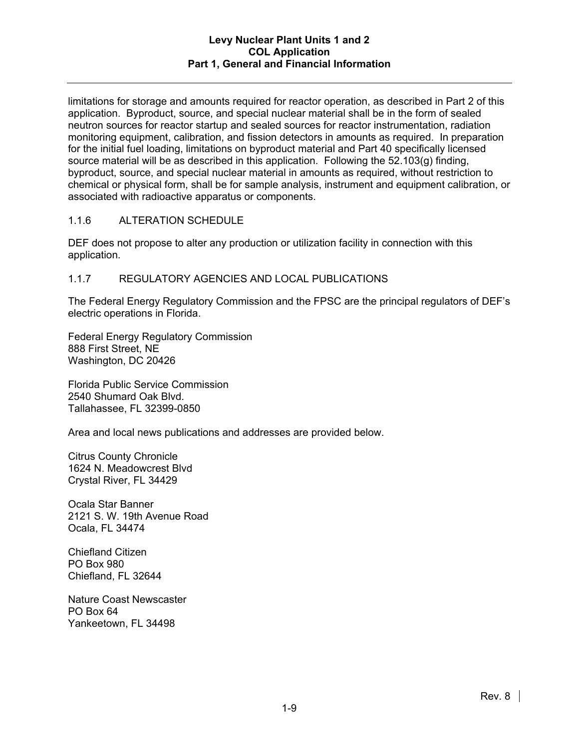limitations for storage and amounts required for reactor operation, as described in Part 2 of this application. Byproduct, source, and special nuclear material shall be in the form of sealed neutron sources for reactor startup and sealed sources for reactor instrumentation, radiation monitoring equipment, calibration, and fission detectors in amounts as required. In preparation for the initial fuel loading, limitations on byproduct material and Part 40 specifically licensed source material will be as described in this application. Following the 52.103(g) finding, byproduct, source, and special nuclear material in amounts as required, without restriction to chemical or physical form, shall be for sample analysis, instrument and equipment calibration, or associated with radioactive apparatus or components.

### 1.1.6 ALTERATION SCHEDULE

DEF does not propose to alter any production or utilization facility in connection with this application.

### 1.1.7 REGULATORY AGENCIES AND LOCAL PUBLICATIONS

The Federal Energy Regulatory Commission and the FPSC are the principal regulators of DEF's electric operations in Florida.

Federal Energy Regulatory Commission
888 First Street, NE
Washington, DC 20426

Florida Public Service Commission
2540 Shumard Oak Blvd.
Tallahassee, FL 32399-0850

Area and local news publications and addresses are provided below.

Citrus County Chronicle
1624 N. Meadowcrest Blvd
Crystal River, FL 34429

Ocala Star Banner
2121 S. W. 19th Avenue Road
Ocala, FL 34474

Chiefland Citizen
PO Box 980
Chiefland, FL 32644

Nature Coast Newscaster
PO Box 64
Yankeetown, FL 34498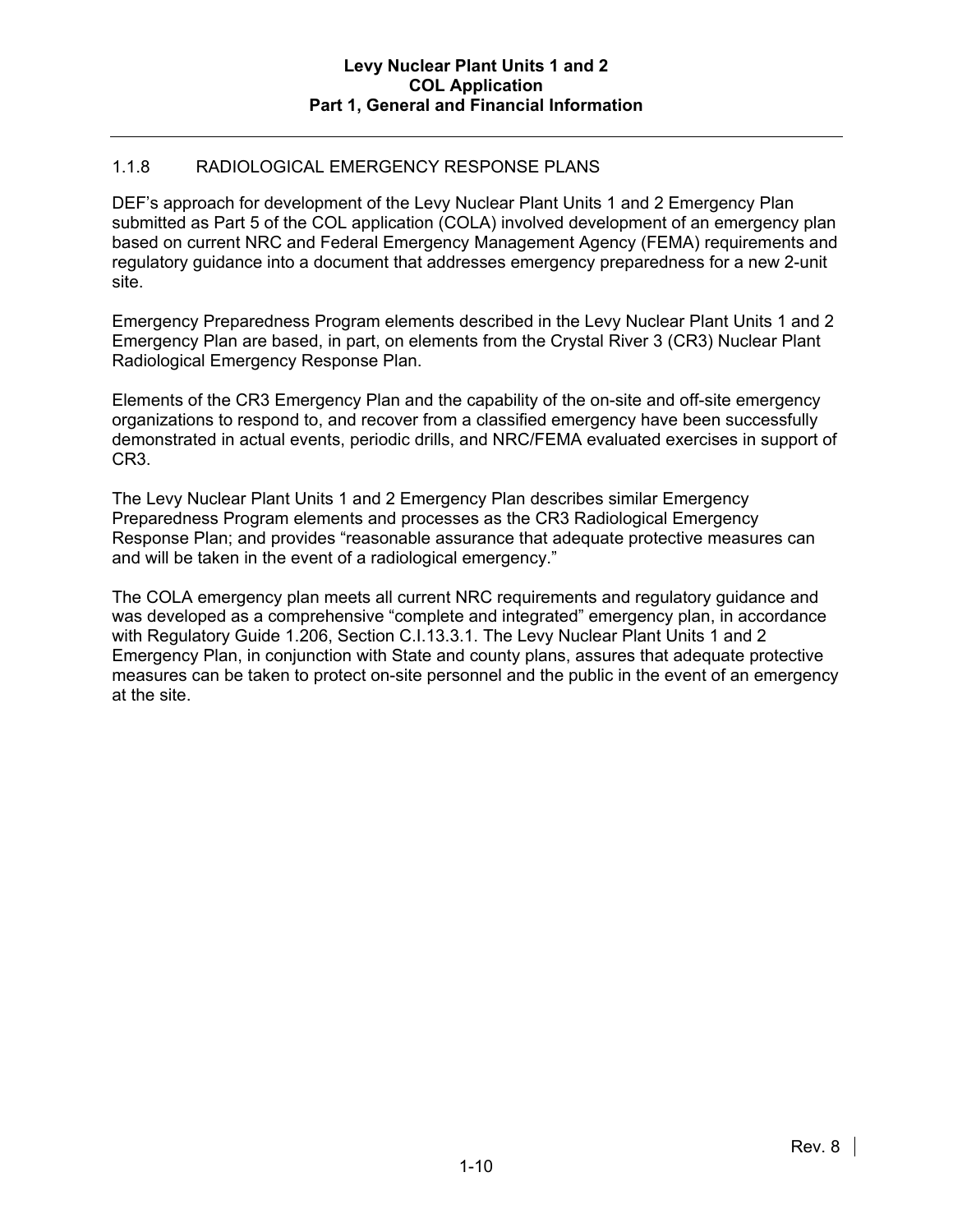### 1.1.8 RADIOLOGICAL EMERGENCY RESPONSE PLANS

DEF's approach for development of the Levy Nuclear Plant Units 1 and 2 Emergency Plan submitted as Part 5 of the COL application (COLA) involved development of an emergency plan based on current NRC and Federal Emergency Management Agency (FEMA) requirements and regulatory guidance into a document that addresses emergency preparedness for a new 2-unit site.

Emergency Preparedness Program elements described in the Levy Nuclear Plant Units 1 and 2 Emergency Plan are based, in part, on elements from the Crystal River 3 (CR3) Nuclear Plant Radiological Emergency Response Plan.

Elements of the CR3 Emergency Plan and the capability of the on-site and off-site emergency organizations to respond to, and recover from a classified emergency have been successfully demonstrated in actual events, periodic drills, and NRC/FEMA evaluated exercises in support of CR3.

The Levy Nuclear Plant Units 1 and 2 Emergency Plan describes similar Emergency Preparedness Program elements and processes as the CR3 Radiological Emergency Response Plan; and provides "reasonable assurance that adequate protective measures can and will be taken in the event of a radiological emergency."

The COLA emergency plan meets all current NRC requirements and regulatory guidance and was developed as a comprehensive "complete and integrated" emergency plan, in accordance with Regulatory Guide 1.206, Section C.I.13.3.1. The Levy Nuclear Plant Units 1 and 2 Emergency Plan, in conjunction with State and county plans, assures that adequate protective measures can be taken to protect on-site personnel and the public in the event of an emergency at the site.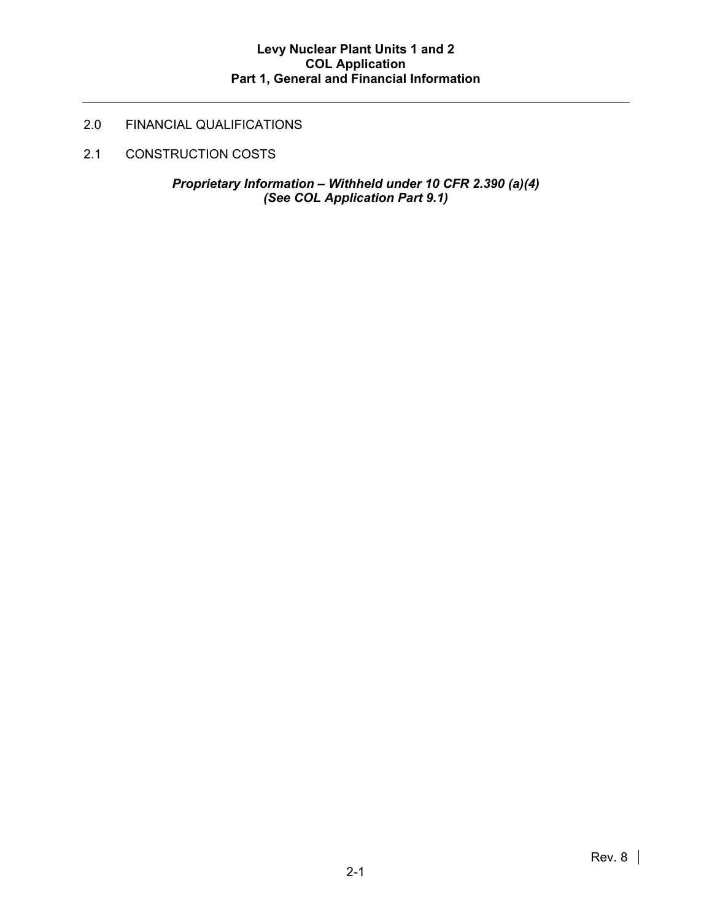## 2.0 FINANCIAL QUALIFICATIONS

### 2.1 CONSTRUCTION COSTS

***Proprietary Information – Withheld under 10 CFR 2.390 (a)(4)***
***(See COL Application Part 9.1)***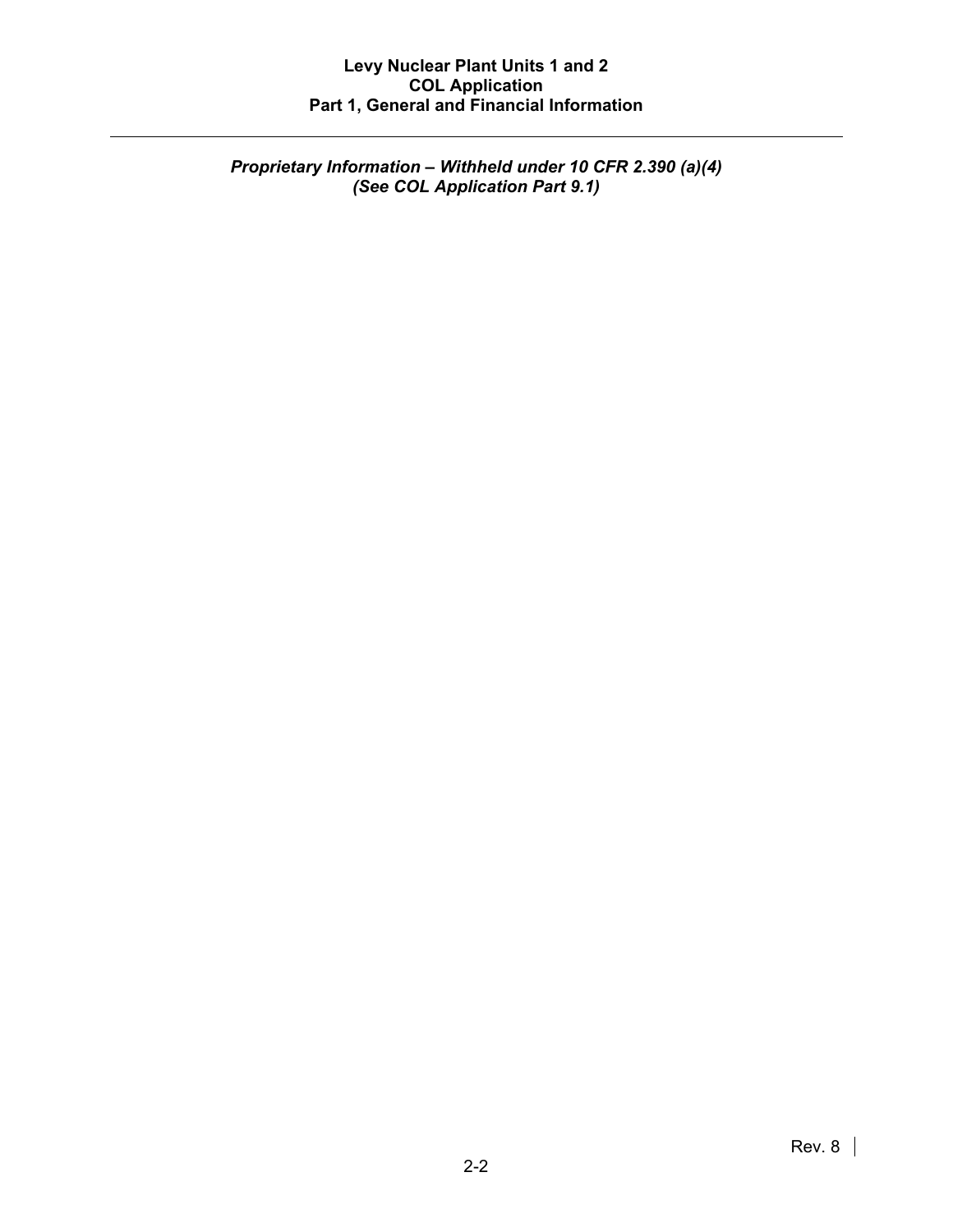*Proprietary Information – Withheld under 10 CFR 2.390 (a)(4)*
*(See COL Application Part 9.1)*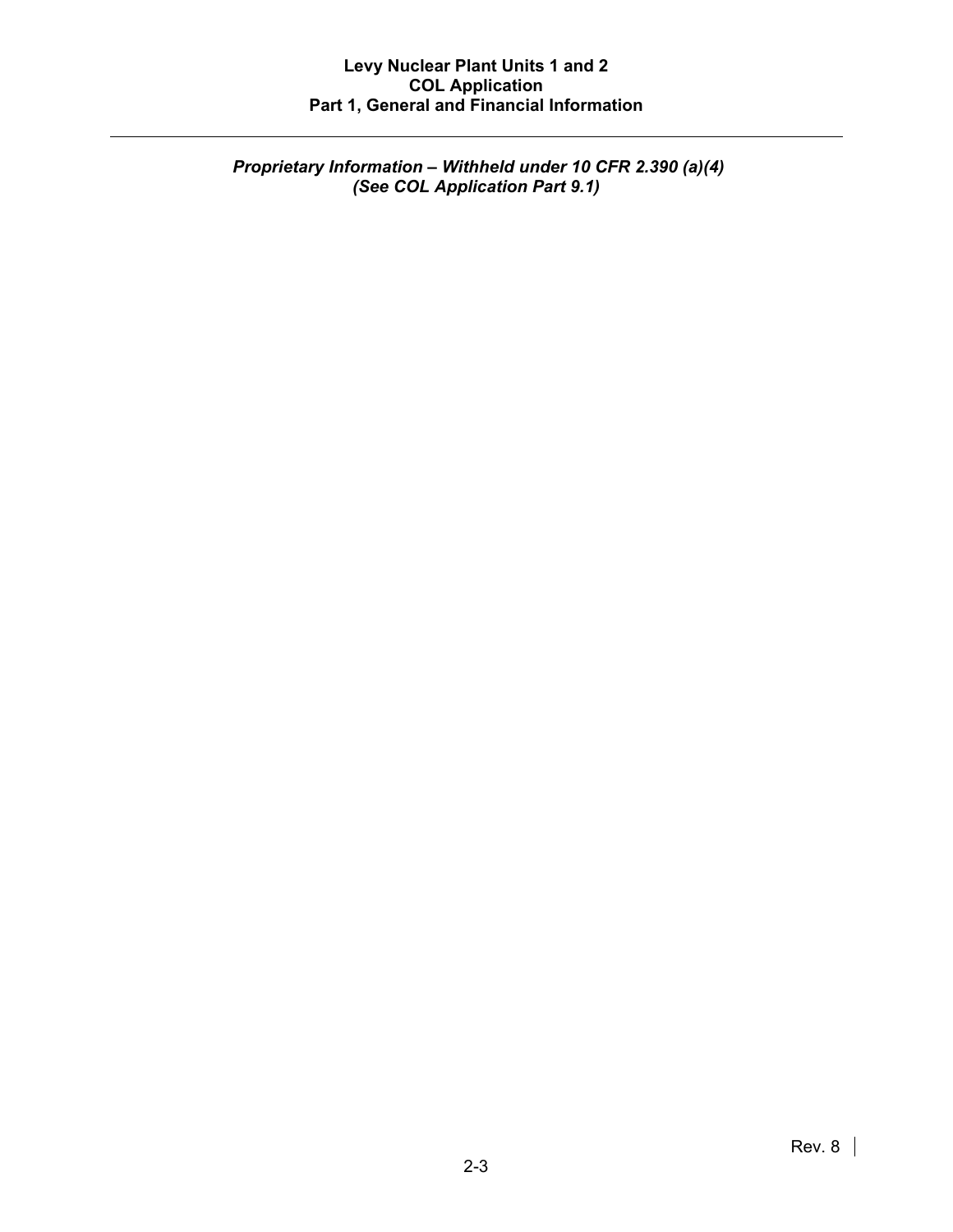*Proprietary Information – Withheld under 10 CFR 2.390 (a)(4)*
*(See COL Application Part 9.1)*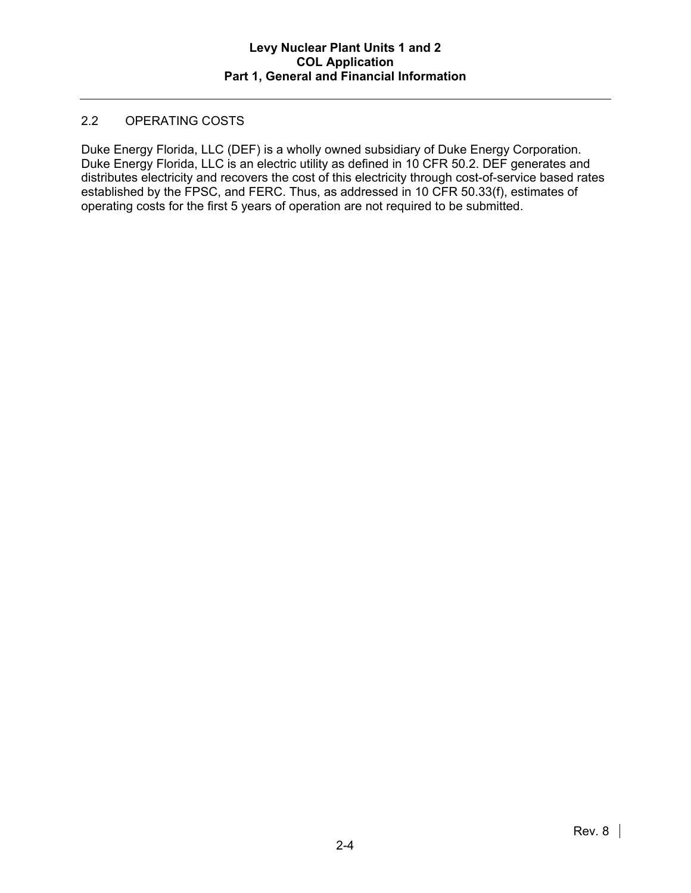## 2.2 OPERATING COSTS

Duke Energy Florida, LLC (DEF) is a wholly owned subsidiary of Duke Energy Corporation. Duke Energy Florida, LLC is an electric utility as defined in 10 CFR 50.2. DEF generates and distributes electricity and recovers the cost of this electricity through cost-of-service based rates established by the FPSC, and FERC. Thus, as addressed in 10 CFR 50.33(f), estimates of operating costs for the first 5 years of operation are not required to be submitted.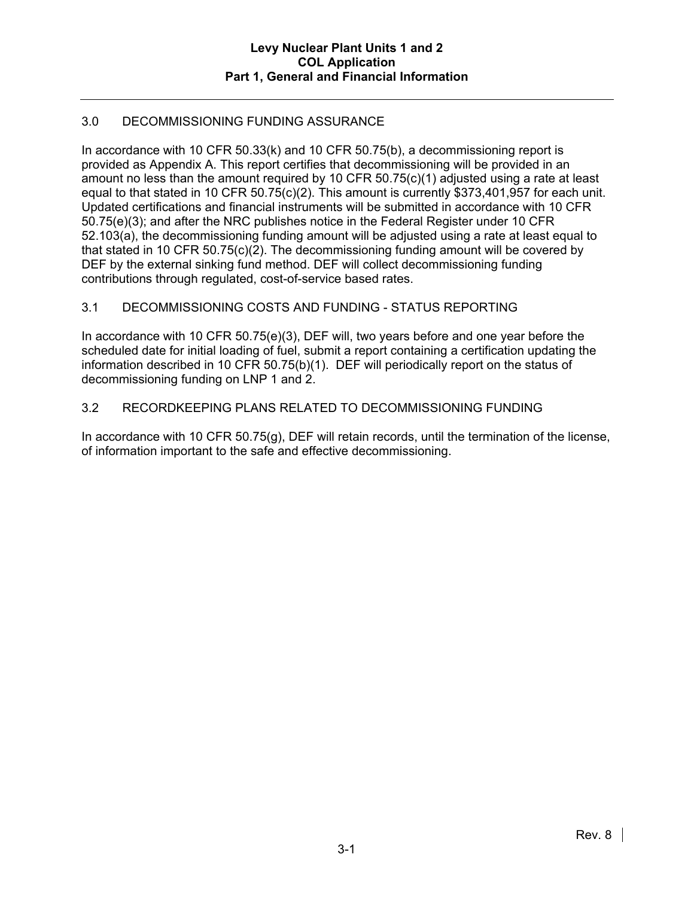## 3.0 DECOMMISSIONING FUNDING ASSURANCE

In accordance with 10 CFR 50.33(k) and 10 CFR 50.75(b), a decommissioning report is provided as Appendix A. This report certifies that decommissioning will be provided in an amount no less than the amount required by 10 CFR 50.75(c)(1) adjusted using a rate at least equal to that stated in 10 CFR 50.75(c)(2). This amount is currently $373,401,957 for each unit. Updated certifications and financial instruments will be submitted in accordance with 10 CFR 50.75(e)(3); and after the NRC publishes notice in the Federal Register under 10 CFR 52.103(a), the decommissioning funding amount will be adjusted using a rate at least equal to that stated in 10 CFR 50.75(c)(2). The decommissioning funding amount will be covered by DEF by the external sinking fund method. DEF will collect decommissioning funding contributions through regulated, cost-of-service based rates.

### 3.1 DECOMMISSIONING COSTS AND FUNDING - STATUS REPORTING

In accordance with 10 CFR 50.75(e)(3), DEF will, two years before and one year before the scheduled date for initial loading of fuel, submit a report containing a certification updating the information described in 10 CFR 50.75(b)(1). DEF will periodically report on the status of decommissioning funding on LNP 1 and 2.

### 3.2 RECORDKEEPING PLANS RELATED TO DECOMMISSIONING FUNDING

In accordance with 10 CFR 50.75(g), DEF will retain records, until the termination of the license, of information important to the safe and effective decommissioning.

Rev. 8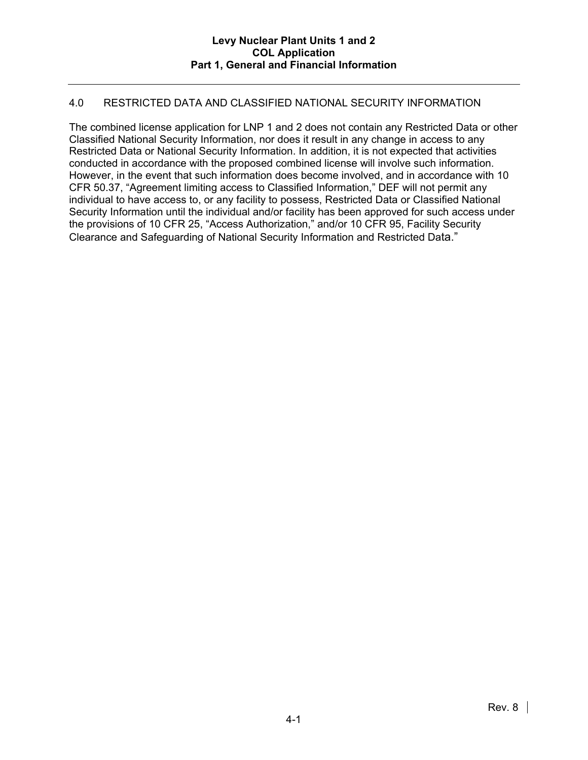## 4.0 RESTRICTED DATA AND CLASSIFIED NATIONAL SECURITY INFORMATION

The combined license application for LNP 1 and 2 does not contain any Restricted Data or other Classified National Security Information, nor does it result in any change in access to any Restricted Data or National Security Information. In addition, it is not expected that activities conducted in accordance with the proposed combined license will involve such information. However, in the event that such information does become involved, and in accordance with 10 CFR 50.37, "Agreement limiting access to Classified Information," DEF will not permit any individual to have access to, or any facility to possess, Restricted Data or Classified National Security Information until the individual and/or facility has been approved for such access under the provisions of 10 CFR 25, "Access Authorization," and/or 10 CFR 95, Facility Security Clearance and Safeguarding of National Security Information and Restricted Data."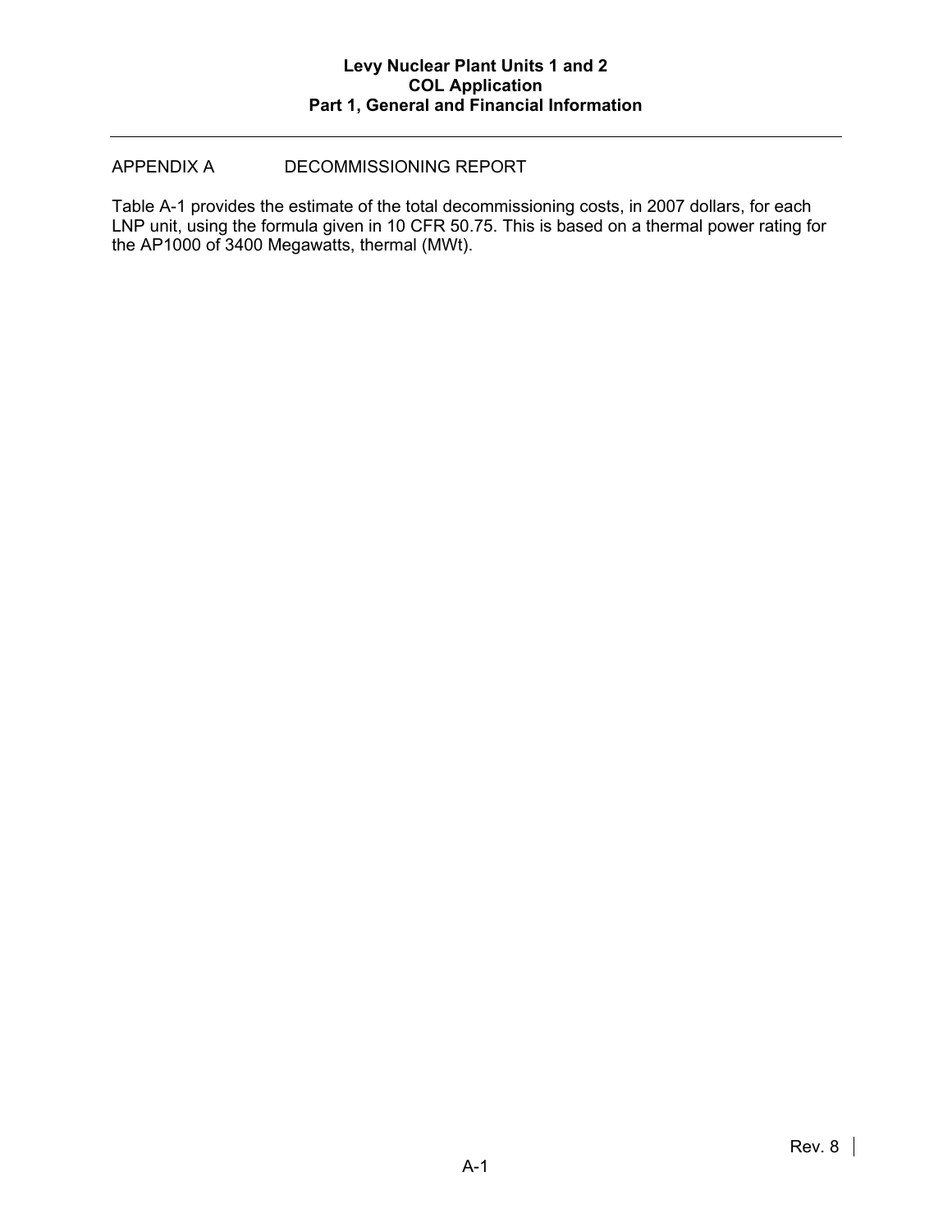## APPENDIX A DECOMMISSIONING REPORT

Table A-1 provides the estimate of the total decommissioning costs, in 2007 dollars, for each LNP unit, using the formula given in 10 CFR 50.75. This is based on a thermal power rating for the AP1000 of 3400 Megawatts, thermal (MWt).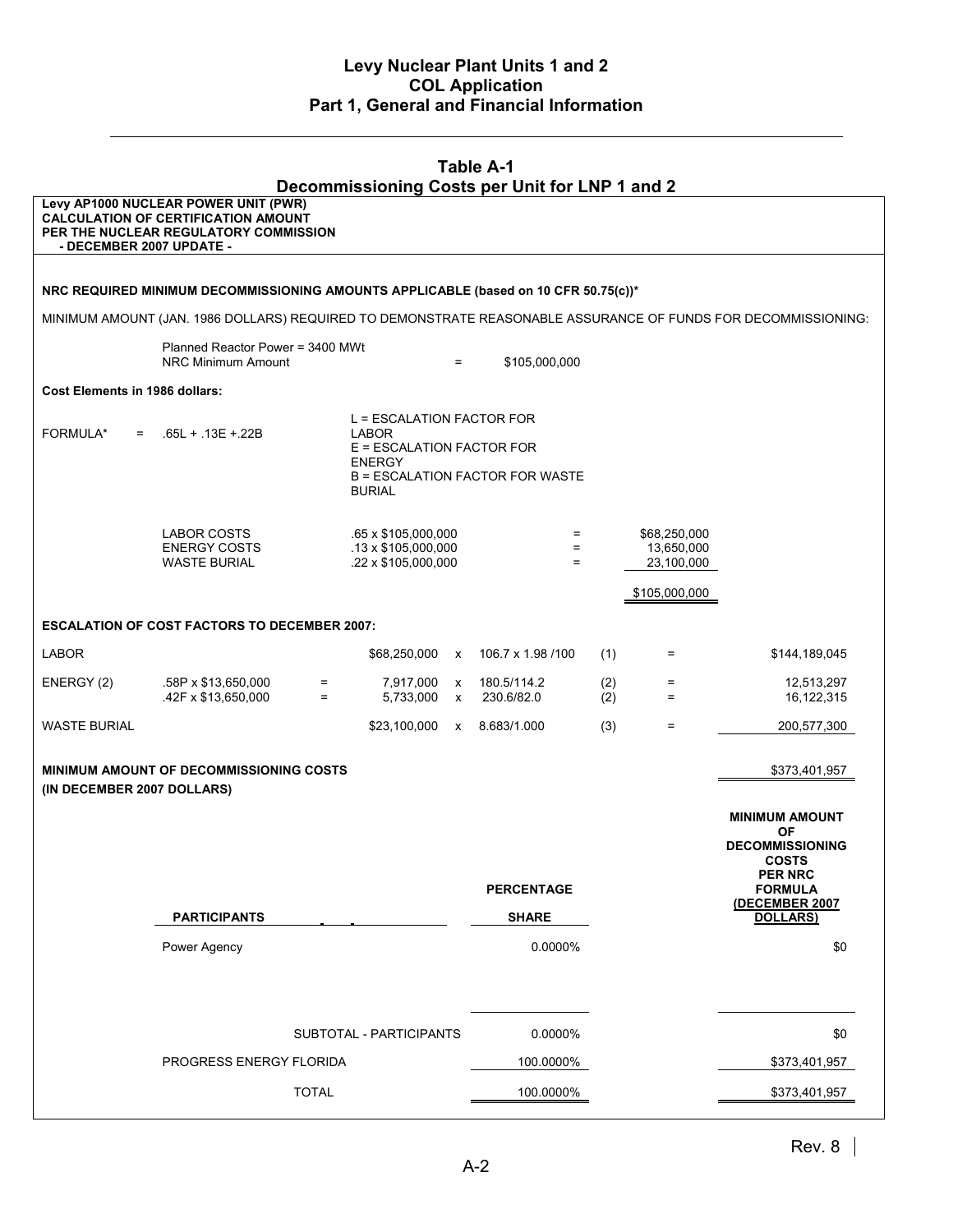# Table A-1
## Decommissioning Costs per Unit for LNP 1 and 2

**Levy AP1000 NUCLEAR POWER UNIT (PWR)**
**CALCULATION OF CERTIFICATION AMOUNT**
**PER THE NUCLEAR REGULATORY COMMISSION**
**- DECEMBER 2007 UPDATE -**

**NRC REQUIRED MINIMUM DECOMMISSIONING AMOUNTS APPLICABLE (based on 10 CFR 50.75(c))***

MINIMUM AMOUNT (JAN. 1986 DOLLARS) REQUIRED TO DEMONSTRATE REASONABLE ASSURANCE OF FUNDS FOR DECOMMISSIONING:

Planned Reactor Power = 3400 MWt
NRC Minimum Amount = $105,000,000

**Cost Elements in 1986 dollars:**

FORMULA* = .65L + .13E +.22B

L = ESCALATION FACTOR FOR LABOR
E = ESCALATION FACTOR FOR ENERGY
B = ESCALATION FACTOR FOR WASTE BURIAL

| | | | |
|---|---|---|---|
| LABOR COSTS | .65 x $105,000,000 | = | $68,250,000 |
| ENERGY COSTS | .13 x $105,000,000 | = | 13,650,000 |
| WASTE BURIAL | .22 x $105,000,000 | = | 23,100,000 |
| | | | $105,000,000 |

**ESCALATION OF COST FACTORS TO DECEMBER 2007:**

| | | | | | | | | |
|---|---|---|---|---|---|---|---|---|
| LABOR | | | $68,250,000 | x | 106.7 x 1.98 /100 | (1) | = | $144,189,045 |
| ENERGY (2) | .58P x $13,650,000 | = | 7,917,000 | x | 180.5/114.2 | (2) | = | 12,513,297 |
| | .42F x $13,650,000 | = | 5,733,000 | x | 230.6/82.0 | (2) | = | 16,122,315 |
| WASTE BURIAL | | | $23,100,000 | x | 8.683/1.000 | (3) | = | 200,577,300 |

**MINIMUM AMOUNT OF DECOMMISSIONING COSTS (IN DECEMBER 2007 DOLLARS)** $373,401,957

| PARTICIPANTS | PERCENTAGE SHARE | MINIMUM AMOUNT OF DECOMMISSIONING COSTS PER NRC FORMULA (DECEMBER 2007 DOLLARS) |
|---|---|---|
| Power Agency | 0.0000% | $0 |
| SUBTOTAL - PARTICIPANTS | 0.0000% | $0 |
| PROGRESS ENERGY FLORIDA | 100.0000% | $373,401,957 |
| TOTAL | 100.0000% | $373,401,957 |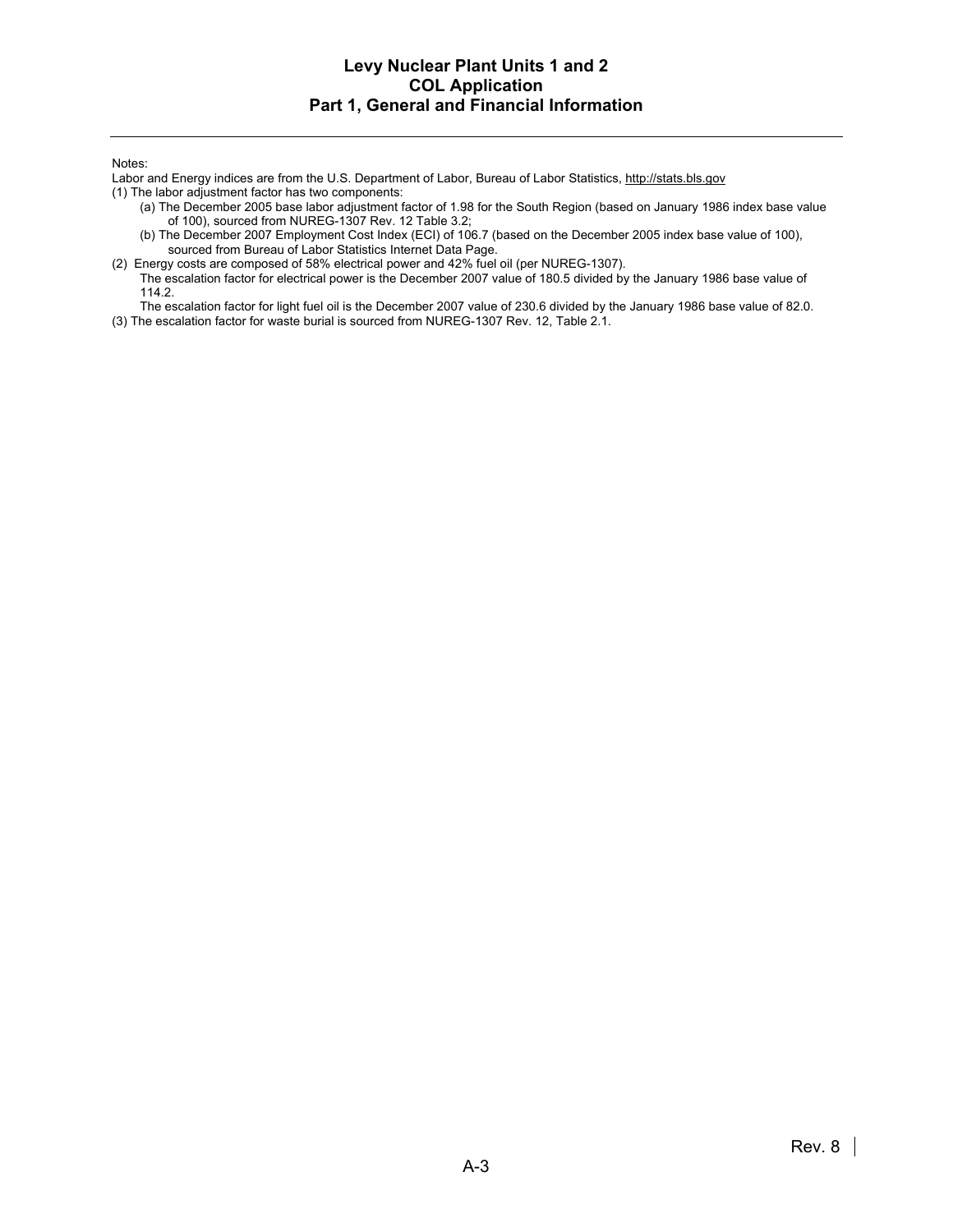Notes:

Labor and Energy indices are from the U.S. Department of Labor, Bureau of Labor Statistics, http://stats.bls.gov

(1) The labor adjustment factor has two components:

(a) The December 2005 base labor adjustment factor of 1.98 for the South Region (based on January 1986 index base value of 100), sourced from NUREG-1307 Rev. 12 Table 3.2;

(b) The December 2007 Employment Cost Index (ECI) of 106.7 (based on the December 2005 index base value of 100), sourced from Bureau of Labor Statistics Internet Data Page.

(2) Energy costs are composed of 58% electrical power and 42% fuel oil (per NUREG-1307).

The escalation factor for electrical power is the December 2007 value of 180.5 divided by the January 1986 base value of 114.2.

The escalation factor for light fuel oil is the December 2007 value of 230.6 divided by the January 1986 base value of 82.0.

(3) The escalation factor for waste burial is sourced from NUREG-1307 Rev. 12, Table 2.1.